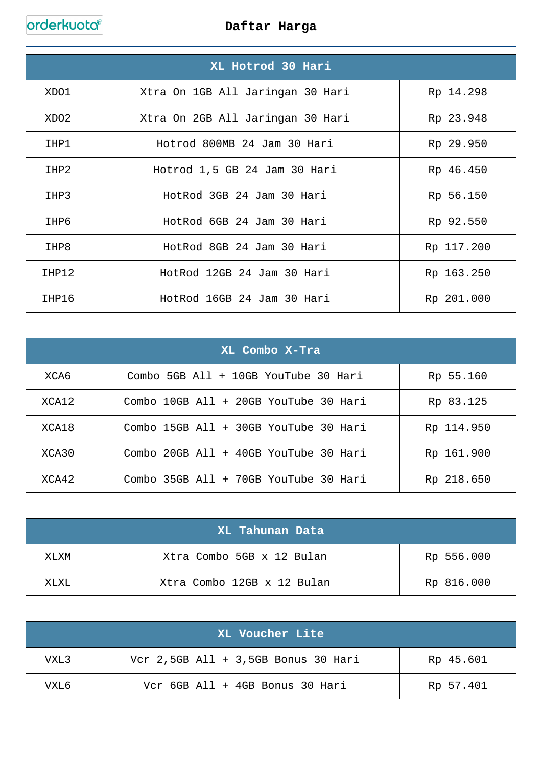orderkuota

# Daftar Harga

| XL Hotrod 30 Hari | | |
|---|---|---|
| XDO1 | Xtra On 1GB All Jaringan 30 Hari | Rp 14.298 |
| XDO2 | Xtra On 2GB All Jaringan 30 Hari | Rp 23.948 |
| IHP1 | Hotrod 800MB 24 Jam 30 Hari | Rp 29.950 |
| IHP2 | Hotrod 1,5 GB 24 Jam 30 Hari | Rp 46.450 |
| IHP3 | HotRod 3GB 24 Jam 30 Hari | Rp 56.150 |
| IHP6 | HotRod 6GB 24 Jam 30 Hari | Rp 92.550 |
| IHP8 | HotRod 8GB 24 Jam 30 Hari | Rp 117.200 |
| IHP12 | HotRod 12GB 24 Jam 30 Hari | Rp 163.250 |
| IHP16 | HotRod 16GB 24 Jam 30 Hari | Rp 201.000 |

| XL Combo X-Tra | | |
|---|---|---|
| XCA6 | Combo 5GB All + 10GB YouTube 30 Hari | Rp 55.160 |
| XCA12 | Combo 10GB All + 20GB YouTube 30 Hari | Rp 83.125 |
| XCA18 | Combo 15GB All + 30GB YouTube 30 Hari | Rp 114.950 |
| XCA30 | Combo 20GB All + 40GB YouTube 30 Hari | Rp 161.900 |
| XCA42 | Combo 35GB All + 70GB YouTube 30 Hari | Rp 218.650 |

| XL Tahunan Data | | |
|---|---|---|
| XLXM | Xtra Combo 5GB x 12 Bulan | Rp 556.000 |
| XLXL | Xtra Combo 12GB x 12 Bulan | Rp 816.000 |

| XL Voucher Lite | | |
|---|---|---|
| VXL3 | Vcr 2,5GB All + 3,5GB Bonus 30 Hari | Rp 45.601 |
| VXL6 | Vcr 6GB All + 4GB Bonus 30 Hari | Rp 57.401 |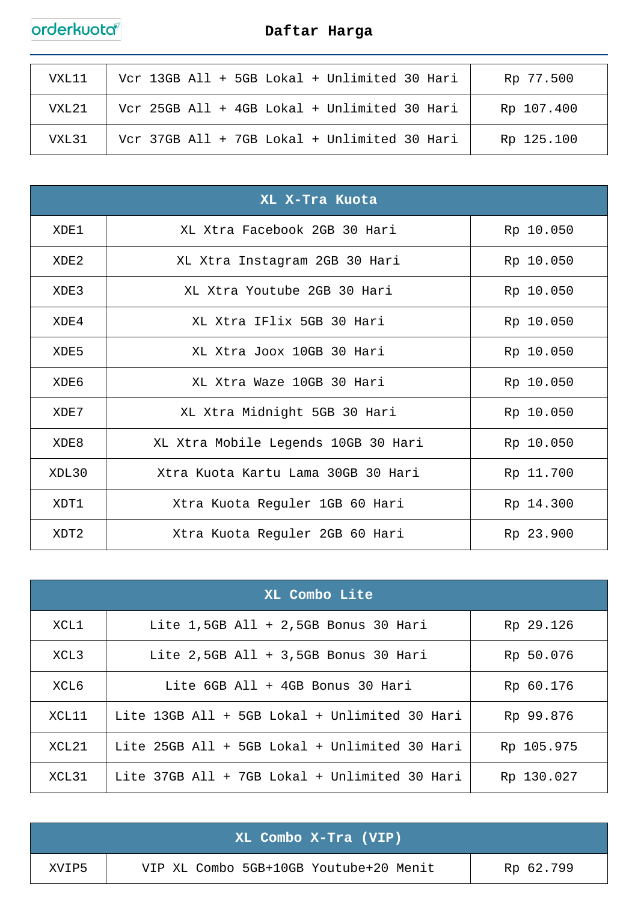| | | |
|---|---|---|
| VXL11 | Vcr 13GB All + 5GB Lokal + Unlimited 30 Hari | Rp 77.500 |
| VXL21 | Vcr 25GB All + 4GB Lokal + Unlimited 30 Hari | Rp 107.400 |
| VXL31 | Vcr 37GB All + 7GB Lokal + Unlimited 30 Hari | Rp 125.100 |

| XL X-Tra Kuota | | |
|---|---|---|
| XDE1 | XL Xtra Facebook 2GB 30 Hari | Rp 10.050 |
| XDE2 | XL Xtra Instagram 2GB 30 Hari | Rp 10.050 |
| XDE3 | XL Xtra Youtube 2GB 30 Hari | Rp 10.050 |
| XDE4 | XL Xtra IFlix 5GB 30 Hari | Rp 10.050 |
| XDE5 | XL Xtra Joox 10GB 30 Hari | Rp 10.050 |
| XDE6 | XL Xtra Waze 10GB 30 Hari | Rp 10.050 |
| XDE7 | XL Xtra Midnight 5GB 30 Hari | Rp 10.050 |
| XDE8 | XL Xtra Mobile Legends 10GB 30 Hari | Rp 10.050 |
| XDL30 | Xtra Kuota Kartu Lama 30GB 30 Hari | Rp 11.700 |
| XDT1 | Xtra Kuota Reguler 1GB 60 Hari | Rp 14.300 |
| XDT2 | Xtra Kuota Reguler 2GB 60 Hari | Rp 23.900 |

| XL Combo Lite | | |
|---|---|---|
| XCL1 | Lite 1,5GB All + 2,5GB Bonus 30 Hari | Rp 29.126 |
| XCL3 | Lite 2,5GB All + 3,5GB Bonus 30 Hari | Rp 50.076 |
| XCL6 | Lite 6GB All + 4GB Bonus 30 Hari | Rp 60.176 |
| XCL11 | Lite 13GB All + 5GB Lokal + Unlimited 30 Hari | Rp 99.876 |
| XCL21 | Lite 25GB All + 5GB Lokal + Unlimited 30 Hari | Rp 105.975 |
| XCL31 | Lite 37GB All + 7GB Lokal + Unlimited 30 Hari | Rp 130.027 |

| XL Combo X-Tra (VIP) | | |
|---|---|---|
| XVIP5 | VIP XL Combo 5GB+10GB Youtube+20 Menit | Rp 62.799 |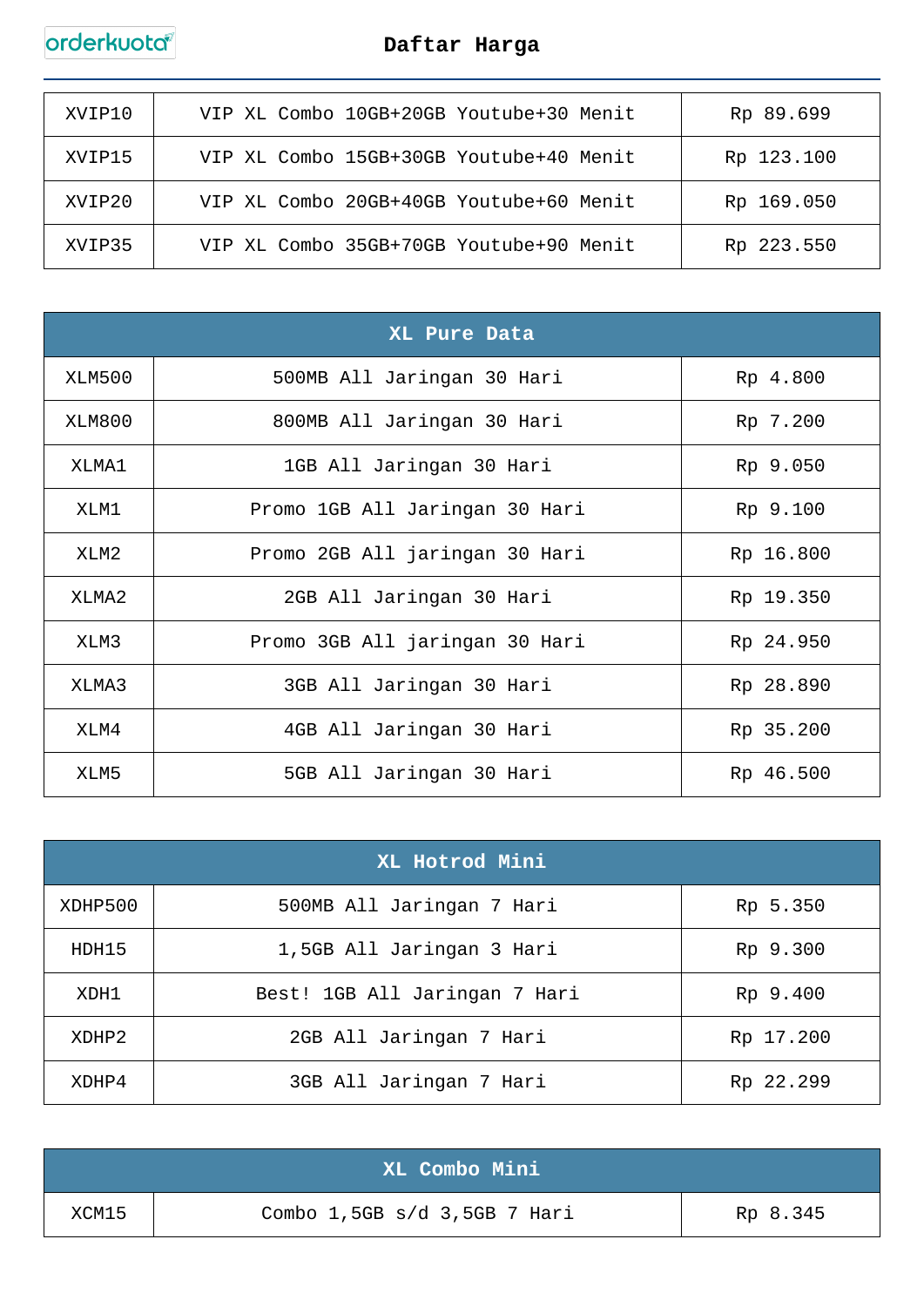| | | |
|---|---|---|
| XVIP10 | VIP XL Combo 10GB+20GB Youtube+30 Menit | Rp 89.699 |
| XVIP15 | VIP XL Combo 15GB+30GB Youtube+40 Menit | Rp 123.100 |
| XVIP20 | VIP XL Combo 20GB+40GB Youtube+60 Menit | Rp 169.050 |
| XVIP35 | VIP XL Combo 35GB+70GB Youtube+90 Menit | Rp 223.550 |

| XL Pure Data | | |
|---|---|---|
| XLM500 | 500MB All Jaringan 30 Hari | Rp 4.800 |
| XLM800 | 800MB All Jaringan 30 Hari | Rp 7.200 |
| XLMA1 | 1GB All Jaringan 30 Hari | Rp 9.050 |
| XLM1 | Promo 1GB All Jaringan 30 Hari | Rp 9.100 |
| XLM2 | Promo 2GB All jaringan 30 Hari | Rp 16.800 |
| XLMA2 | 2GB All Jaringan 30 Hari | Rp 19.350 |
| XLM3 | Promo 3GB All jaringan 30 Hari | Rp 24.950 |
| XLMA3 | 3GB All Jaringan 30 Hari | Rp 28.890 |
| XLM4 | 4GB All Jaringan 30 Hari | Rp 35.200 |
| XLM5 | 5GB All Jaringan 30 Hari | Rp 46.500 |

| XL Hotrod Mini | | |
|---|---|---|
| XDHP500 | 500MB All Jaringan 7 Hari | Rp 5.350 |
| HDH15 | 1,5GB All Jaringan 3 Hari | Rp 9.300 |
| XDH1 | Best! 1GB All Jaringan 7 Hari | Rp 9.400 |
| XDHP2 | 2GB All Jaringan 7 Hari | Rp 17.200 |
| XDHP4 | 3GB All Jaringan 7 Hari | Rp 22.299 |

| XL Combo Mini | | |
|---|---|---|
| XCM15 | Combo 1,5GB s/d 3,5GB 7 Hari | Rp 8.345 |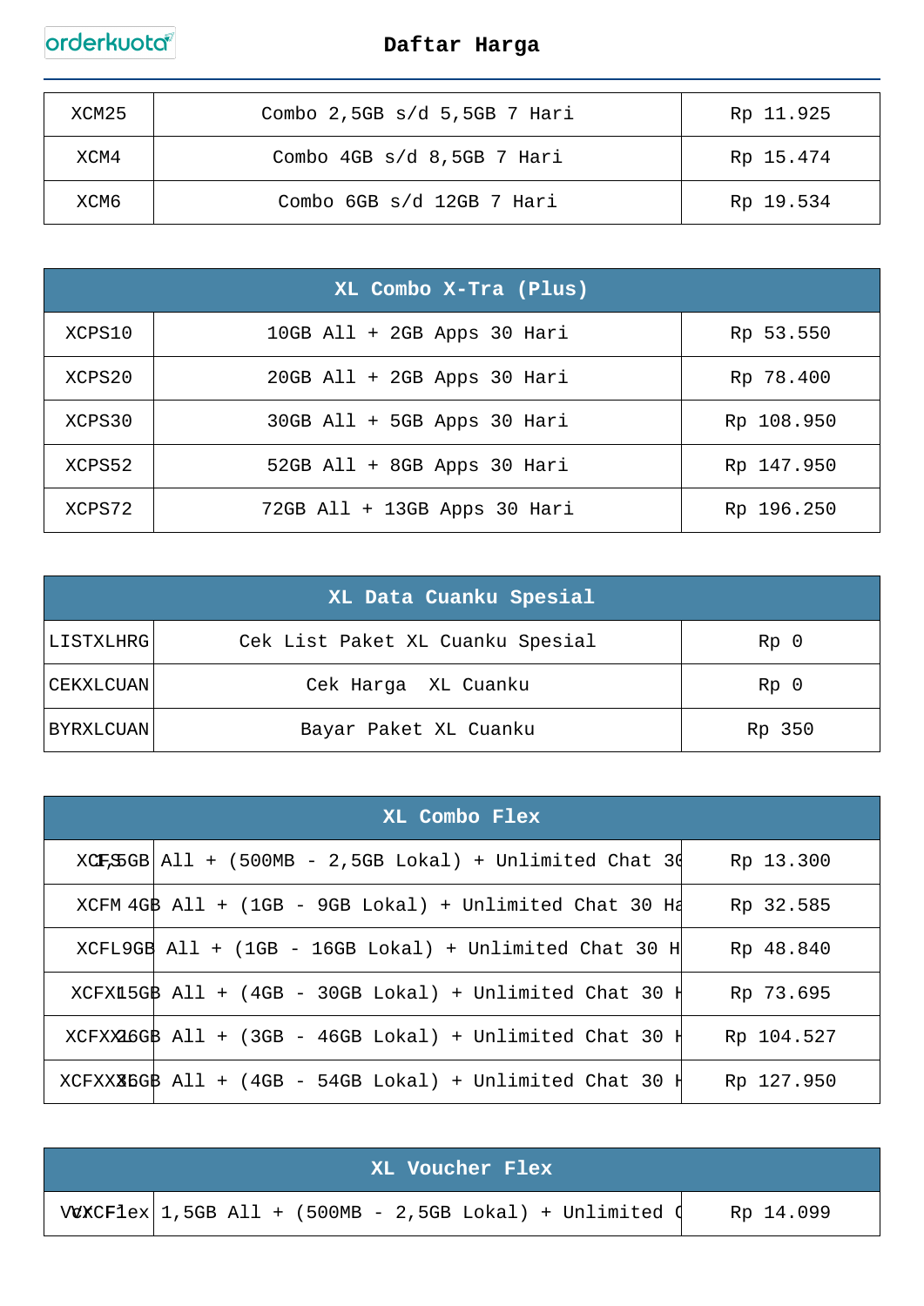| | | |
|---|---|---|
| XCM25 | Combo 2,5GB s/d 5,5GB 7 Hari | Rp 11.925 |
| XCM4 | Combo 4GB s/d 8,5GB 7 Hari | Rp 15.474 |
| XCM6 | Combo 6GB s/d 12GB 7 Hari | Rp 19.534 |

| XL Combo X-Tra (Plus) | | |
|---|---|---|
| XCPS10 | 10GB All + 2GB Apps 30 Hari | Rp 53.550 |
| XCPS20 | 20GB All + 2GB Apps 30 Hari | Rp 78.400 |
| XCPS30 | 30GB All + 5GB Apps 30 Hari | Rp 108.950 |
| XCPS52 | 52GB All + 8GB Apps 30 Hari | Rp 147.950 |
| XCPS72 | 72GB All + 13GB Apps 30 Hari | Rp 196.250 |

| XL Data Cuanku Spesial | | |
|---|---|---|
| LISTXLHRG | Cek List Paket XL Cuanku Spesial | Rp 0 |
| CEKXLCUAN | Cek Harga XL Cuanku | Rp 0 |
| BYRXLCUAN | Bayar Paket XL Cuanku | Rp 350 |

| XL Combo Flex | | |
|---|---|---|
| XCFS | 1,5GB All + (500MB - 2,5GB Lokal) + Unlimited Chat 30 | Rp 13.300 |
| XCFM | 4GB All + (1GB - 9GB Lokal) + Unlimited Chat 30 Ha | Rp 32.585 |
| XCFL | 9GB All + (1GB - 16GB Lokal) + Unlimited Chat 30 H | Rp 48.840 |
| XCFXL | 15GB All + (4GB - 30GB Lokal) + Unlimited Chat 30 H | Rp 73.695 |
| XCFXXL | 26GB All + (3GB - 46GB Lokal) + Unlimited Chat 30 H | Rp 104.527 |
| XCFXXXL | 36GB All + (4GB - 54GB Lokal) + Unlimited Chat 30 H | Rp 127.950 |

| XL Voucher Flex | | |
|---|---|---|
| VXCFlex | 1,5GB All + (500MB - 2,5GB Lokal) + Unlimited C | Rp 14.099 |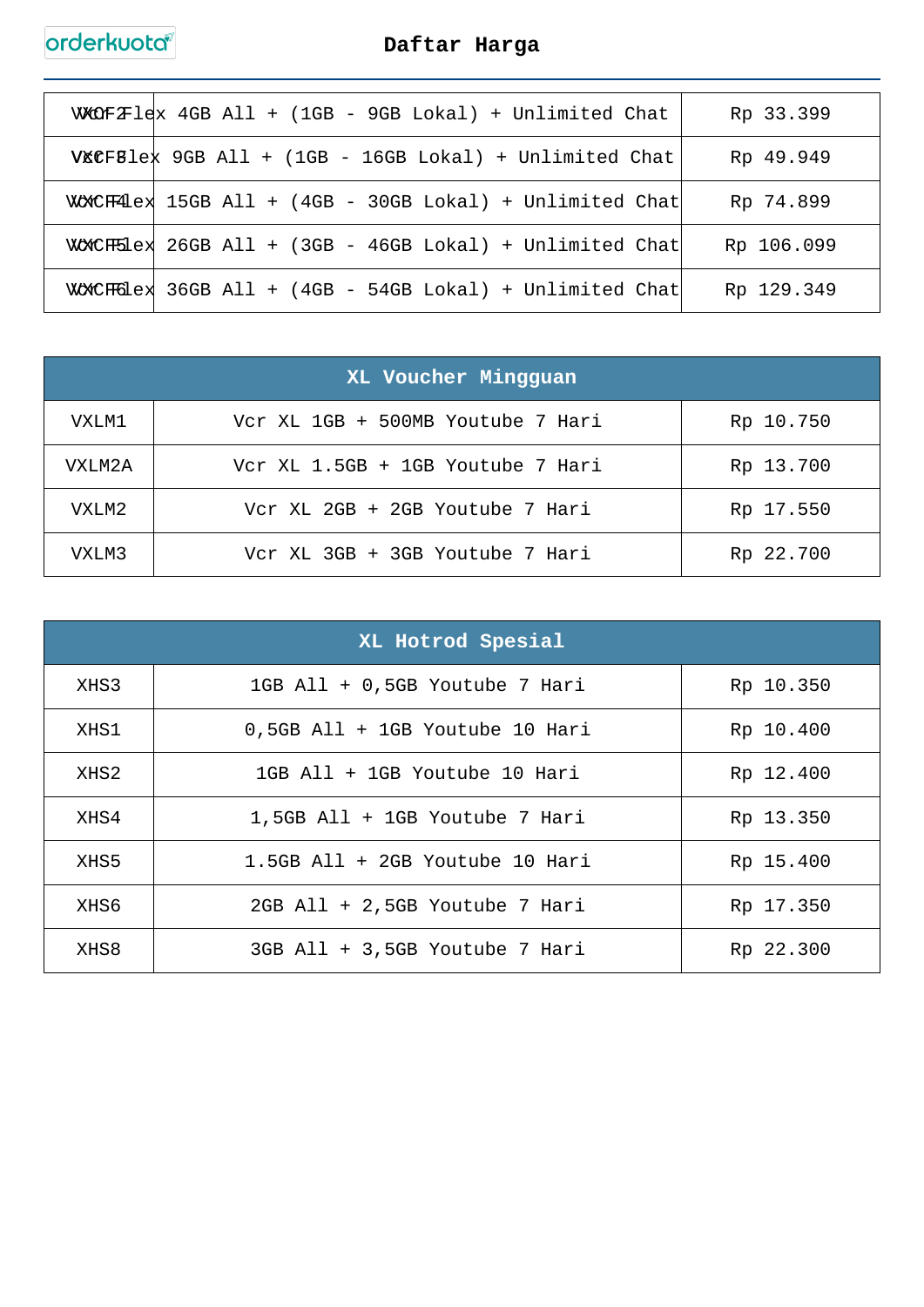| | | |
|---|---|---|
| VXCF2 | Vcr Flex 4GB All + (1GB - 9GB Lokal) + Unlimited Chat | Rp 33.399 |
| VXCF3 | Vcr Flex 9GB All + (1GB - 16GB Lokal) + Unlimited Chat | Rp 49.949 |
| VXCF4 | Vcr Flex 15GB All + (4GB - 30GB Lokal) + Unlimited Chat | Rp 74.899 |
| VXCF5 | Vcr Flex 26GB All + (3GB - 46GB Lokal) + Unlimited Chat | Rp 106.099 |
| VXCF6 | Vcr Flex 36GB All + (4GB - 54GB Lokal) + Unlimited Chat | Rp 129.349 |

| XL Voucher Mingguan | | |
|---|---|---|
| VXLM1 | Vcr XL 1GB + 500MB Youtube 7 Hari | Rp 10.750 |
| VXLM2A | Vcr XL 1.5GB + 1GB Youtube 7 Hari | Rp 13.700 |
| VXLM2 | Vcr XL 2GB + 2GB Youtube 7 Hari | Rp 17.550 |
| VXLM3 | Vcr XL 3GB + 3GB Youtube 7 Hari | Rp 22.700 |

| XL Hotrod Spesial | | |
|---|---|---|
| XHS3 | 1GB All + 0,5GB Youtube 7 Hari | Rp 10.350 |
| XHS1 | 0,5GB All + 1GB Youtube 10 Hari | Rp 10.400 |
| XHS2 | 1GB All + 1GB Youtube 10 Hari | Rp 12.400 |
| XHS4 | 1,5GB All + 1GB Youtube 7 Hari | Rp 13.350 |
| XHS5 | 1.5GB All + 2GB Youtube 10 Hari | Rp 15.400 |
| XHS6 | 2GB All + 2,5GB Youtube 7 Hari | Rp 17.350 |
| XHS8 | 3GB All + 3,5GB Youtube 7 Hari | Rp 22.300 |